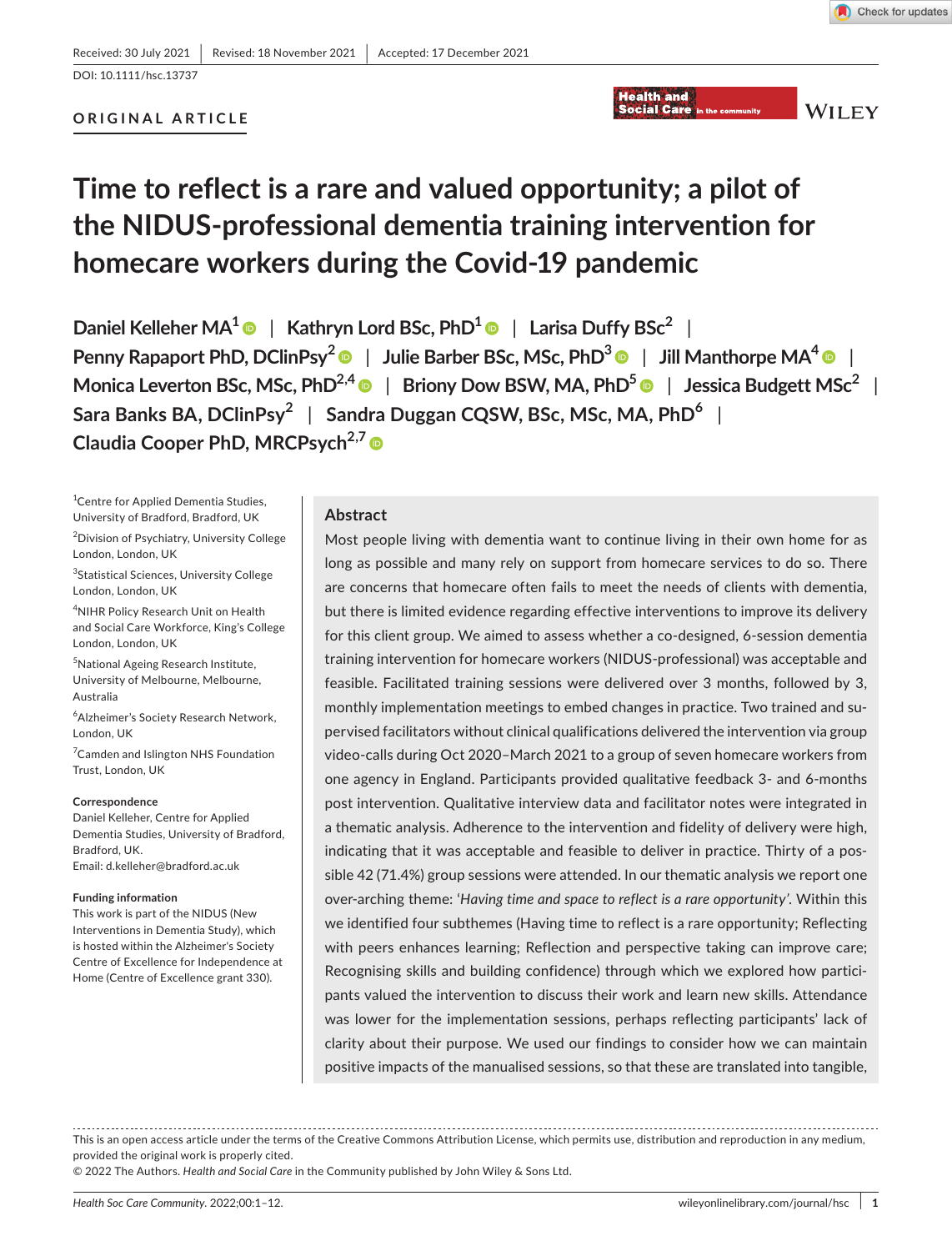Received: 30 July 2021 | Revised: 18 November 2021 | Accepted: 17 December 2021

DOI: 10.1111/hsc.13737

ORIGINAL ARTICLE

# Time to reflect is a rare and valued opportunity; a pilot of the NIDUS-professional dementia training intervention for homecare workers during the Covid-19 pandemic

Daniel Kelleher MA[1] | Kathryn Lord BSc, PhD[1] | Larisa Duffy BSc[2] | Penny Rapaport PhD, DClinPsy[2] | Julie Barber BSc, MSc, PhD[3] | Jill Manthorpe MA[4] | Monica Leverton BSc, MSc, PhD[2,4] | Briony Dow BSW, MA, PhD[5] | Jessica Budgett MSc[2] | Sara Banks BA, DClinPsy[2] | Sandra Duggan CQSW, BSc, MSc, MA, PhD[6] | Claudia Cooper PhD, MRCPsych[2,7]

[1]Centre for Applied Dementia Studies, University of Bradford, Bradford, UK

[2]Division of Psychiatry, University College London, London, UK

[3]Statistical Sciences, University College London, London, UK

[4]NIHR Policy Research Unit on Health and Social Care Workforce, King's College London, London, UK

[5]National Ageing Research Institute, University of Melbourne, Melbourne, Australia

[6]Alzheimer's Society Research Network, London, UK

[7]Camden and Islington NHS Foundation Trust, London, UK

**Correspondence**
Daniel Kelleher, Centre for Applied Dementia Studies, University of Bradford, Bradford, UK.
Email: d.kelleher@bradford.ac.uk

**Funding information**
This work is part of the NIDUS (New Interventions in Dementia Study), which is hosted within the Alzheimer's Society Centre of Excellence for Independence at Home (Centre of Excellence grant 330).

## Abstract

Most people living with dementia want to continue living in their own home for as long as possible and many rely on support from homecare services to do so. There are concerns that homecare often fails to meet the needs of clients with dementia, but there is limited evidence regarding effective interventions to improve its delivery for this client group. We aimed to assess whether a co-designed, 6-session dementia training intervention for homecare workers (NIDUS-professional) was acceptable and feasible. Facilitated training sessions were delivered over 3 months, followed by 3, monthly implementation meetings to embed changes in practice. Two trained and supervised facilitators without clinical qualifications delivered the intervention via group video-calls during Oct 2020–March 2021 to a group of seven homecare workers from one agency in England. Participants provided qualitative feedback 3- and 6-months post intervention. Qualitative interview data and facilitator notes were integrated in a thematic analysis. Adherence to the intervention and fidelity of delivery were high, indicating that it was acceptable and feasible to deliver in practice. Thirty of a possible 42 (71.4%) group sessions were attended. In our thematic analysis we report one over-arching theme: '*Having time and space to reflect is a rare opportunity*'. Within this we identified four subthemes (Having time to reflect is a rare opportunity; Reflecting with peers enhances learning; Reflection and perspective taking can improve care; Recognising skills and building confidence) through which we explored how participants valued the intervention to discuss their work and learn new skills. Attendance was lower for the implementation sessions, perhaps reflecting participants' lack of clarity about their purpose. We used our findings to consider how we can maintain positive impacts of the manualised sessions, so that these are translated into tangible,

This is an open access article under the terms of the Creative Commons Attribution License, which permits use, distribution and reproduction in any medium, provided the original work is properly cited.
© 2022 The Authors. *Health and Social Care* in the Community published by John Wiley & Sons Ltd.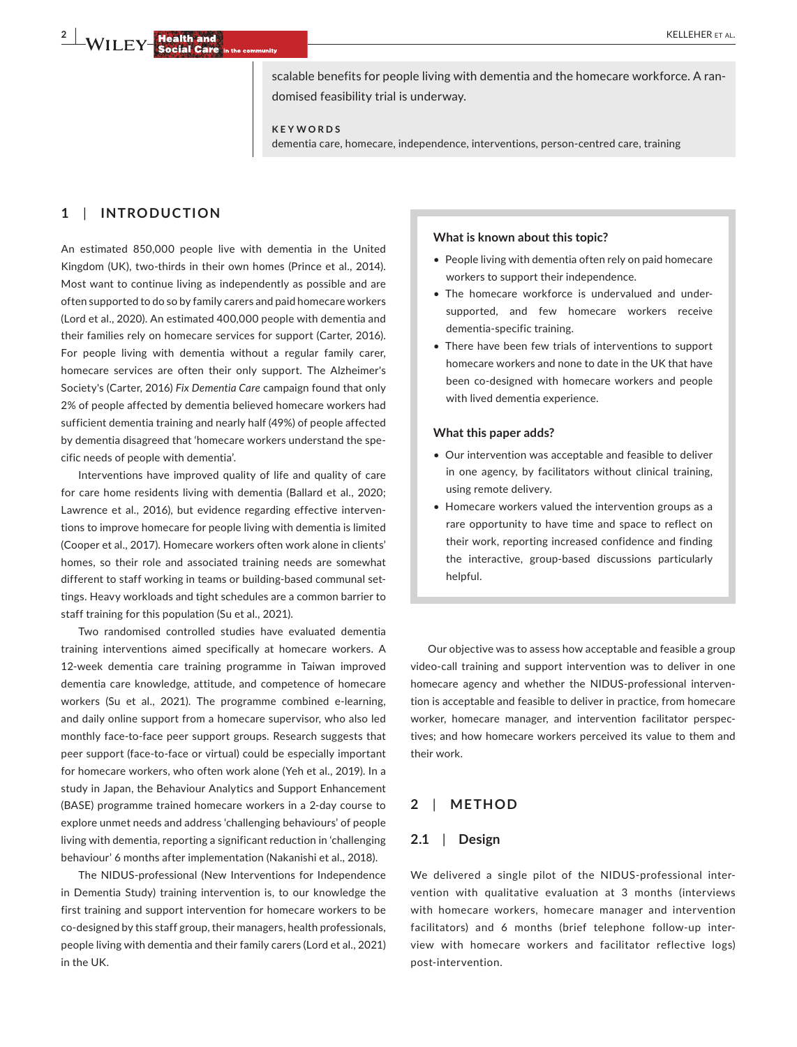scalable benefits for people living with dementia and the homecare workforce. A randomised feasibility trial is underway.

**KEYWORDS**

dementia care, homecare, independence, interventions, person-centred care, training

## 1 | INTRODUCTION

An estimated 850,000 people live with dementia in the United Kingdom (UK), two-thirds in their own homes (Prince et al., 2014). Most want to continue living as independently as possible and are often supported to do so by family carers and paid homecare workers (Lord et al., 2020). An estimated 400,000 people with dementia and their families rely on homecare services for support (Carter, 2016). For people living with dementia without a regular family carer, homecare services are often their only support. The Alzheimer's Society's (Carter, 2016) *Fix Dementia Care* campaign found that only 2% of people affected by dementia believed homecare workers had sufficient dementia training and nearly half (49%) of people affected by dementia disagreed that 'homecare workers understand the specific needs of people with dementia'.

Interventions have improved quality of life and quality of care for care home residents living with dementia (Ballard et al., 2020; Lawrence et al., 2016), but evidence regarding effective interventions to improve homecare for people living with dementia is limited (Cooper et al., 2017). Homecare workers often work alone in clients' homes, so their role and associated training needs are somewhat different to staff working in teams or building-based communal settings. Heavy workloads and tight schedules are a common barrier to staff training for this population (Su et al., 2021).

Two randomised controlled studies have evaluated dementia training interventions aimed specifically at homecare workers. A 12-week dementia care training programme in Taiwan improved dementia care knowledge, attitude, and competence of homecare workers (Su et al., 2021). The programme combined e-learning, and daily online support from a homecare supervisor, who also led monthly face-to-face peer support groups. Research suggests that peer support (face-to-face or virtual) could be especially important for homecare workers, who often work alone (Yeh et al., 2019). In a study in Japan, the Behaviour Analytics and Support Enhancement (BASE) programme trained homecare workers in a 2-day course to explore unmet needs and address 'challenging behaviours' of people living with dementia, reporting a significant reduction in 'challenging behaviour' 6 months after implementation (Nakanishi et al., 2018).

The NIDUS-professional (New Interventions for Independence in Dementia Study) training intervention is, to our knowledge the first training and support intervention for homecare workers to be co-designed by this staff group, their managers, health professionals, people living with dementia and their family carers (Lord et al., 2021) in the UK.

> **What is known about this topic?**
>
> - People living with dementia often rely on paid homecare workers to support their independence.
> - The homecare workforce is undervalued and under-supported, and few homecare workers receive dementia-specific training.
> - There have been few trials of interventions to support homecare workers and none to date in the UK that have been co-designed with homecare workers and people with lived dementia experience.
>
> **What this paper adds?**
>
> - Our intervention was acceptable and feasible to deliver in one agency, by facilitators without clinical training, using remote delivery.
> - Homecare workers valued the intervention groups as a rare opportunity to have time and space to reflect on their work, reporting increased confidence and finding the interactive, group-based discussions particularly helpful.

Our objective was to assess how acceptable and feasible a group video-call training and support intervention was to deliver in one homecare agency and whether the NIDUS-professional intervention is acceptable and feasible to deliver in practice, from homecare worker, homecare manager, and intervention facilitator perspectives; and how homecare workers perceived its value to them and their work.

## 2 | METHOD

### 2.1 | Design

We delivered a single pilot of the NIDUS-professional intervention with qualitative evaluation at 3 months (interviews with homecare workers, homecare manager and intervention facilitators) and 6 months (brief telephone follow-up interview with homecare workers and facilitator reflective logs) post-intervention.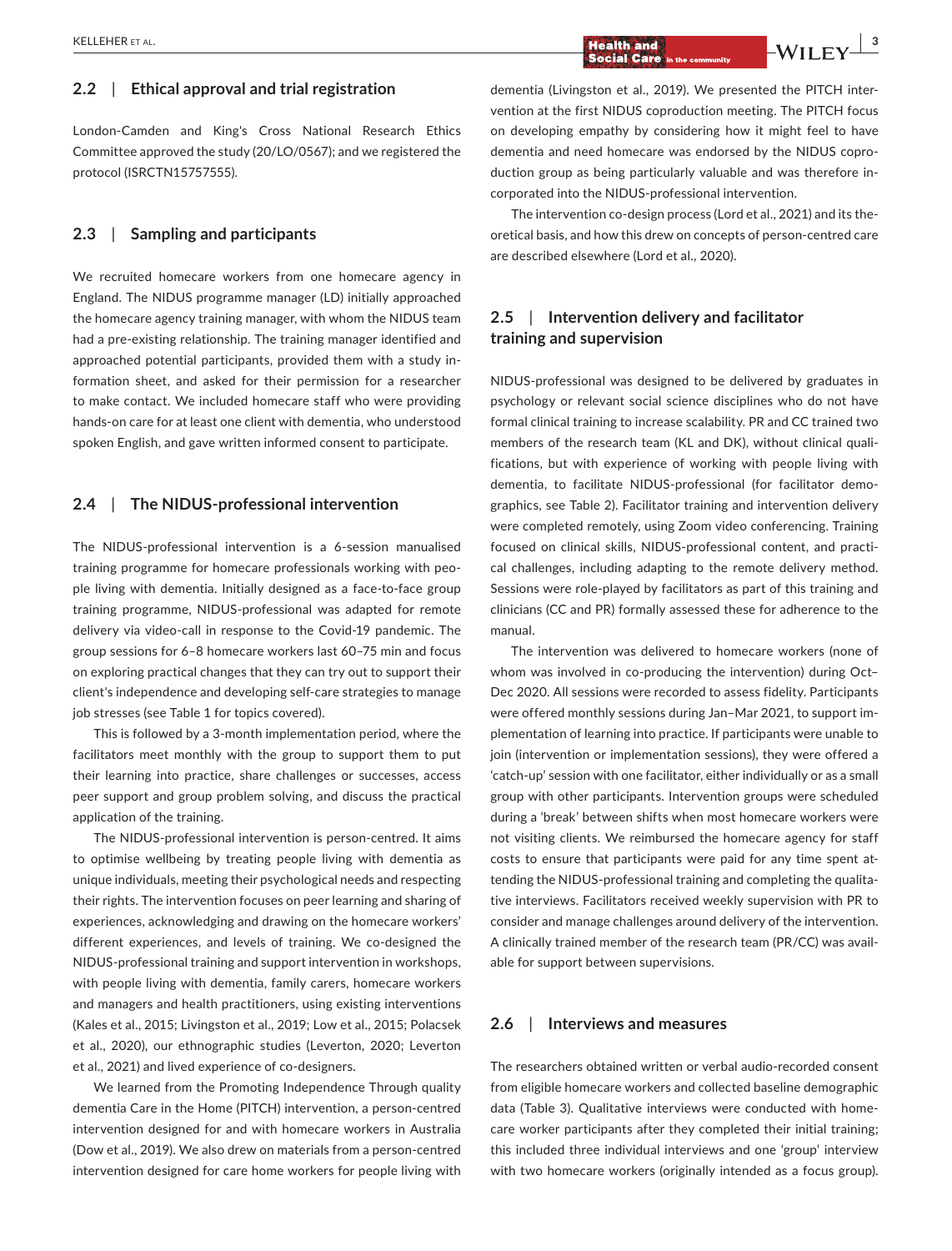### 2.2 | Ethical approval and trial registration

London-Camden and King's Cross National Research Ethics Committee approved the study (20/LO/0567); and we registered the protocol (ISRCTN15757555).

### 2.3 | Sampling and participants

We recruited homecare workers from one homecare agency in England. The NIDUS programme manager (LD) initially approached the homecare agency training manager, with whom the NIDUS team had a pre-existing relationship. The training manager identified and approached potential participants, provided them with a study information sheet, and asked for their permission for a researcher to make contact. We included homecare staff who were providing hands-on care for at least one client with dementia, who understood spoken English, and gave written informed consent to participate.

### 2.4 | The NIDUS-professional intervention

The NIDUS-professional intervention is a 6-session manualised training programme for homecare professionals working with people living with dementia. Initially designed as a face-to-face group training programme, NIDUS-professional was adapted for remote delivery via video-call in response to the Covid-19 pandemic. The group sessions for 6–8 homecare workers last 60–75 min and focus on exploring practical changes that they can try out to support their client's independence and developing self-care strategies to manage job stresses (see Table 1 for topics covered).

This is followed by a 3-month implementation period, where the facilitators meet monthly with the group to support them to put their learning into practice, share challenges or successes, access peer support and group problem solving, and discuss the practical application of the training.

The NIDUS-professional intervention is person-centred. It aims to optimise wellbeing by treating people living with dementia as unique individuals, meeting their psychological needs and respecting their rights. The intervention focuses on peer learning and sharing of experiences, acknowledging and drawing on the homecare workers' different experiences, and levels of training. We co-designed the NIDUS-professional training and support intervention in workshops, with people living with dementia, family carers, homecare workers and managers and health practitioners, using existing interventions (Kales et al., 2015; Livingston et al., 2019; Low et al., 2015; Polacsek et al., 2020), our ethnographic studies (Leverton, 2020; Leverton et al., 2021) and lived experience of co-designers.

We learned from the Promoting Independence Through quality dementia Care in the Home (PITCH) intervention, a person-centred intervention designed for and with homecare workers in Australia (Dow et al., 2019). We also drew on materials from a person-centred intervention designed for care home workers for people living with dementia (Livingston et al., 2019). We presented the PITCH intervention at the first NIDUS coproduction meeting. The PITCH focus on developing empathy by considering how it might feel to have dementia and need homecare was endorsed by the NIDUS coproduction group as being particularly valuable and was therefore incorporated into the NIDUS-professional intervention.

The intervention co-design process (Lord et al., 2021) and its theoretical basis, and how this drew on concepts of person-centred care are described elsewhere (Lord et al., 2020).

### 2.5 | Intervention delivery and facilitator training and supervision

NIDUS-professional was designed to be delivered by graduates in psychology or relevant social science disciplines who do not have formal clinical training to increase scalability. PR and CC trained two members of the research team (KL and DK), without clinical qualifications, but with experience of working with people living with dementia, to facilitate NIDUS-professional (for facilitator demographics, see Table 2). Facilitator training and intervention delivery were completed remotely, using Zoom video conferencing. Training focused on clinical skills, NIDUS-professional content, and practical challenges, including adapting to the remote delivery method. Sessions were role-played by facilitators as part of this training and clinicians (CC and PR) formally assessed these for adherence to the manual.

The intervention was delivered to homecare workers (none of whom was involved in co-producing the intervention) during Oct–Dec 2020. All sessions were recorded to assess fidelity. Participants were offered monthly sessions during Jan–Mar 2021, to support implementation of learning into practice. If participants were unable to join (intervention or implementation sessions), they were offered a 'catch-up' session with one facilitator, either individually or as a small group with other participants. Intervention groups were scheduled during a 'break' between shifts when most homecare workers were not visiting clients. We reimbursed the homecare agency for staff costs to ensure that participants were paid for any time spent attending the NIDUS-professional training and completing the qualitative interviews. Facilitators received weekly supervision with PR to consider and manage challenges around delivery of the intervention. A clinically trained member of the research team (PR/CC) was available for support between supervisions.

### 2.6 | Interviews and measures

The researchers obtained written or verbal audio-recorded consent from eligible homecare workers and collected baseline demographic data (Table 3). Qualitative interviews were conducted with homecare worker participants after they completed their initial training; this included three individual interviews and one 'group' interview with two homecare workers (originally intended as a focus group).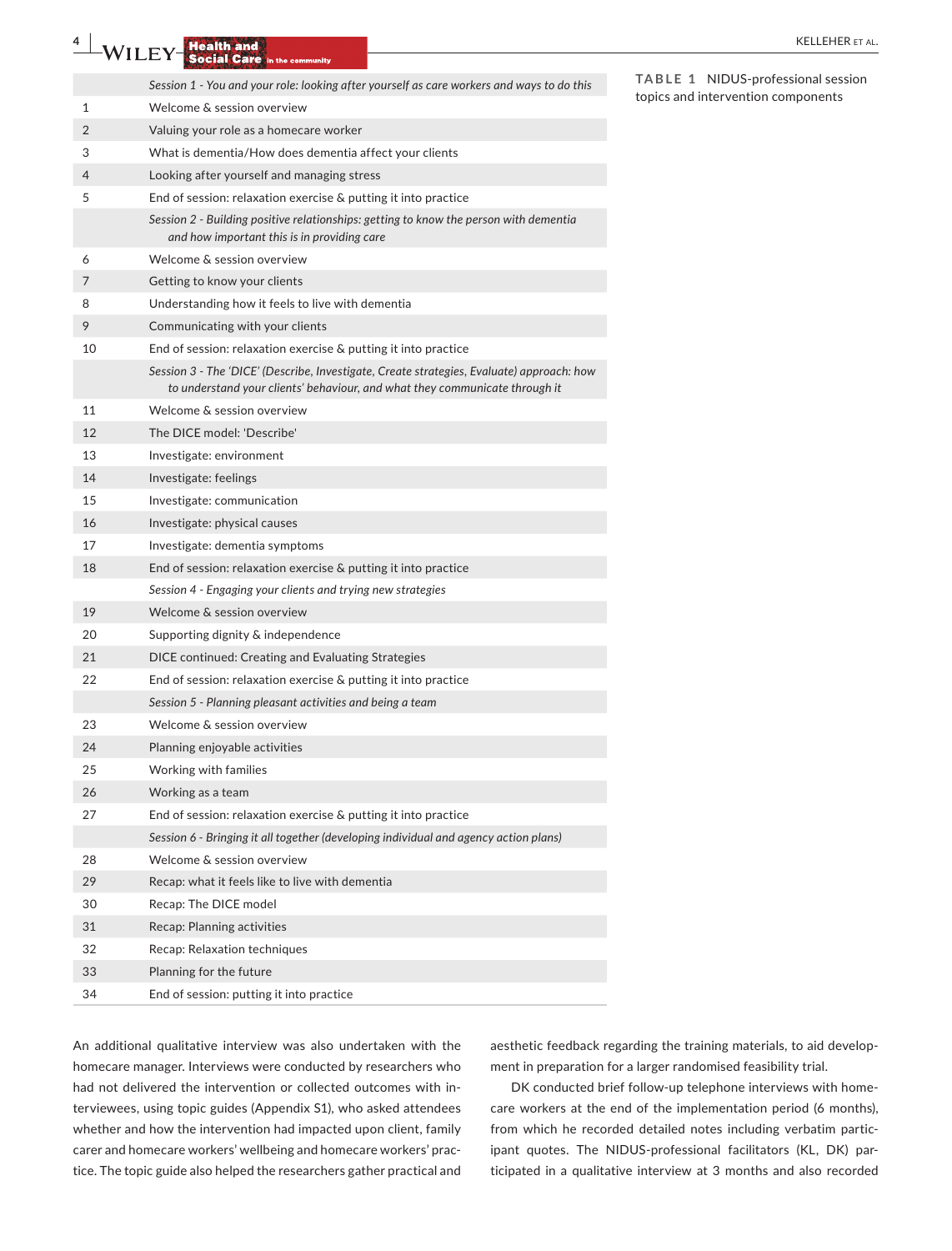**TABLE 1** NIDUS-professional session topics and intervention components

| | |
|---|---|
| | *Session 1 - You and your role: looking after yourself as care workers and ways to do this* |
| 1 | Welcome & session overview |
| 2 | Valuing your role as a homecare worker |
| 3 | What is dementia/How does dementia affect your clients |
| 4 | Looking after yourself and managing stress |
| 5 | End of session: relaxation exercise & putting it into practice |
| | *Session 2 - Building positive relationships: getting to know the person with dementia and how important this is in providing care* |
| 6 | Welcome & session overview |
| 7 | Getting to know your clients |
| 8 | Understanding how it feels to live with dementia |
| 9 | Communicating with your clients |
| 10 | End of session: relaxation exercise & putting it into practice |
| | *Session 3 - The 'DICE' (Describe, Investigate, Create strategies, Evaluate) approach: how to understand your clients' behaviour, and what they communicate through it* |
| 11 | Welcome & session overview |
| 12 | The DICE model: 'Describe' |
| 13 | Investigate: environment |
| 14 | Investigate: feelings |
| 15 | Investigate: communication |
| 16 | Investigate: physical causes |
| 17 | Investigate: dementia symptoms |
| 18 | End of session: relaxation exercise & putting it into practice |
| | *Session 4 - Engaging your clients and trying new strategies* |
| 19 | Welcome & session overview |
| 20 | Supporting dignity & independence |
| 21 | DICE continued: Creating and Evaluating Strategies |
| 22 | End of session: relaxation exercise & putting it into practice |
| | *Session 5 - Planning pleasant activities and being a team* |
| 23 | Welcome & session overview |
| 24 | Planning enjoyable activities |
| 25 | Working with families |
| 26 | Working as a team |
| 27 | End of session: relaxation exercise & putting it into practice |
| | *Session 6 - Bringing it all together (developing individual and agency action plans)* |
| 28 | Welcome & session overview |
| 29 | Recap: what it feels like to live with dementia |
| 30 | Recap: The DICE model |
| 31 | Recap: Planning activities |
| 32 | Recap: Relaxation techniques |
| 33 | Planning for the future |
| 34 | End of session: putting it into practice |

An additional qualitative interview was also undertaken with the homecare manager. Interviews were conducted by researchers who had not delivered the intervention or collected outcomes with interviewees, using topic guides (Appendix S1), who asked attendees whether and how the intervention had impacted upon client, family carer and homecare workers' wellbeing and homecare workers' practice. The topic guide also helped the researchers gather practical and aesthetic feedback regarding the training materials, to aid development in preparation for a larger randomised feasibility trial.

DK conducted brief follow-up telephone interviews with homecare workers at the end of the implementation period (6 months), from which he recorded detailed notes including verbatim participant quotes. The NIDUS-professional facilitators (KL, DK) participated in a qualitative interview at 3 months and also recorded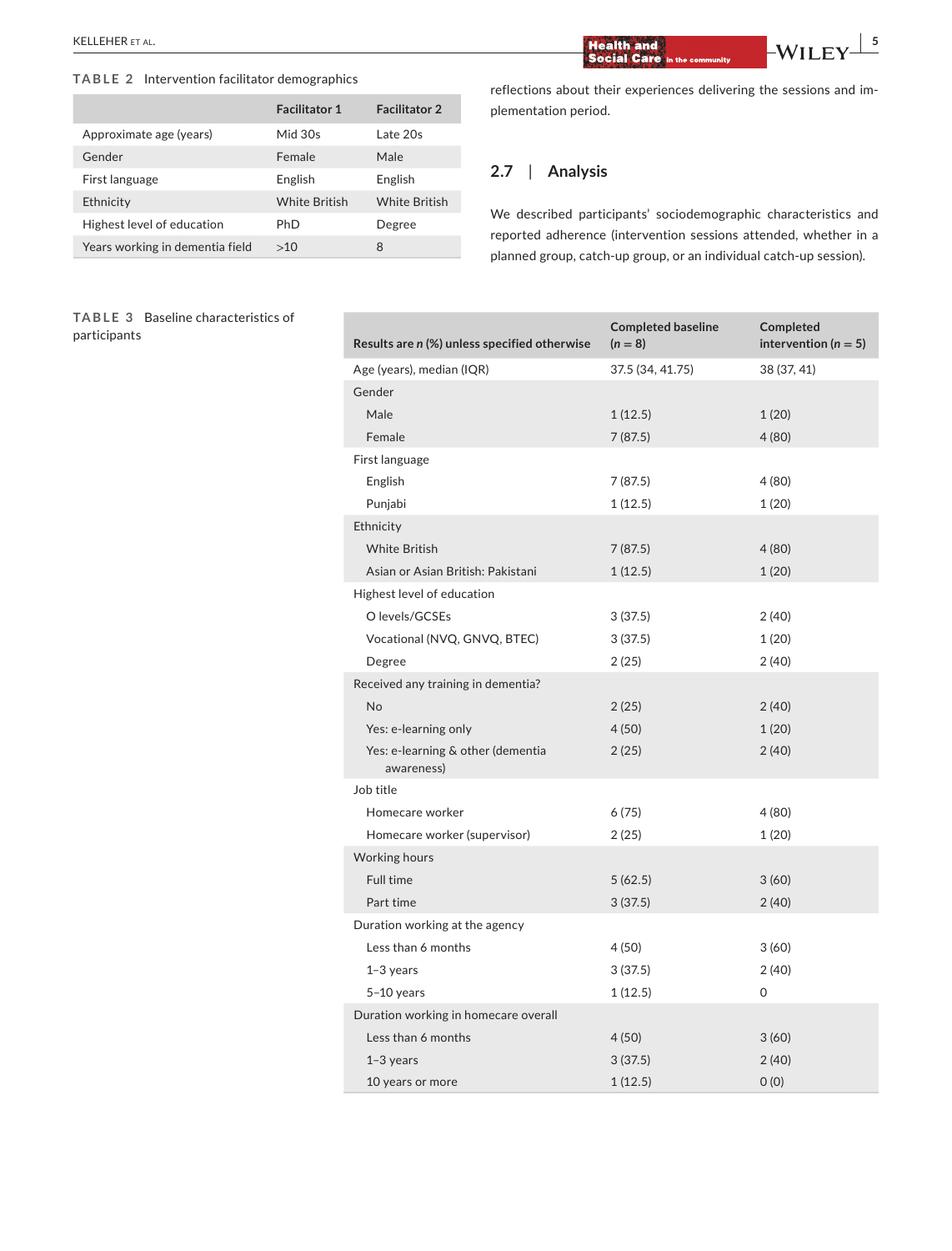**TABLE 2** Intervention facilitator demographics

| | Facilitator 1 | Facilitator 2 |
|---|---|---|
| Approximate age (years) | Mid 30s | Late 20s |
| Gender | Female | Male |
| First language | English | English |
| Ethnicity | White British | White British |
| Highest level of education | PhD | Degree |
| Years working in dementia field | >10 | 8 |

reflections about their experiences delivering the sessions and implementation period.

## 2.7 | Analysis

We described participants' sociodemographic characteristics and reported adherence (intervention sessions attended, whether in a planned group, catch-up group, or an individual catch-up session).

**TABLE 3** Baseline characteristics of participants

| Results are *n* (%) unless specified otherwise | Completed baseline (*n* = 8) | Completed intervention (*n* = 5) |
|---|---|---|
| Age (years), median (IQR) | 37.5 (34, 41.75) | 38 (37, 41) |
| Gender | | |
| Male | 1 (12.5) | 1 (20) |
| Female | 7 (87.5) | 4 (80) |
| First language | | |
| English | 7 (87.5) | 4 (80) |
| Punjabi | 1 (12.5) | 1 (20) |
| Ethnicity | | |
| White British | 7 (87.5) | 4 (80) |
| Asian or Asian British: Pakistani | 1 (12.5) | 1 (20) |
| Highest level of education | | |
| O levels/GCSEs | 3 (37.5) | 2 (40) |
| Vocational (NVQ, GNVQ, BTEC) | 3 (37.5) | 1 (20) |
| Degree | 2 (25) | 2 (40) |
| Received any training in dementia? | | |
| No | 2 (25) | 2 (40) |
| Yes: e-learning only | 4 (50) | 1 (20) |
| Yes: e-learning & other (dementia awareness) | 2 (25) | 2 (40) |
| Job title | | |
| Homecare worker | 6 (75) | 4 (80) |
| Homecare worker (supervisor) | 2 (25) | 1 (20) |
| Working hours | | |
| Full time | 5 (62.5) | 3 (60) |
| Part time | 3 (37.5) | 2 (40) |
| Duration working at the agency | | |
| Less than 6 months | 4 (50) | 3 (60) |
| 1–3 years | 3 (37.5) | 2 (40) |
| 5–10 years | 1 (12.5) | 0 |
| Duration working in homecare overall | | |
| Less than 6 months | 4 (50) | 3 (60) |
| 1–3 years | 3 (37.5) | 2 (40) |
| 10 years or more | 1 (12.5) | 0 (0) |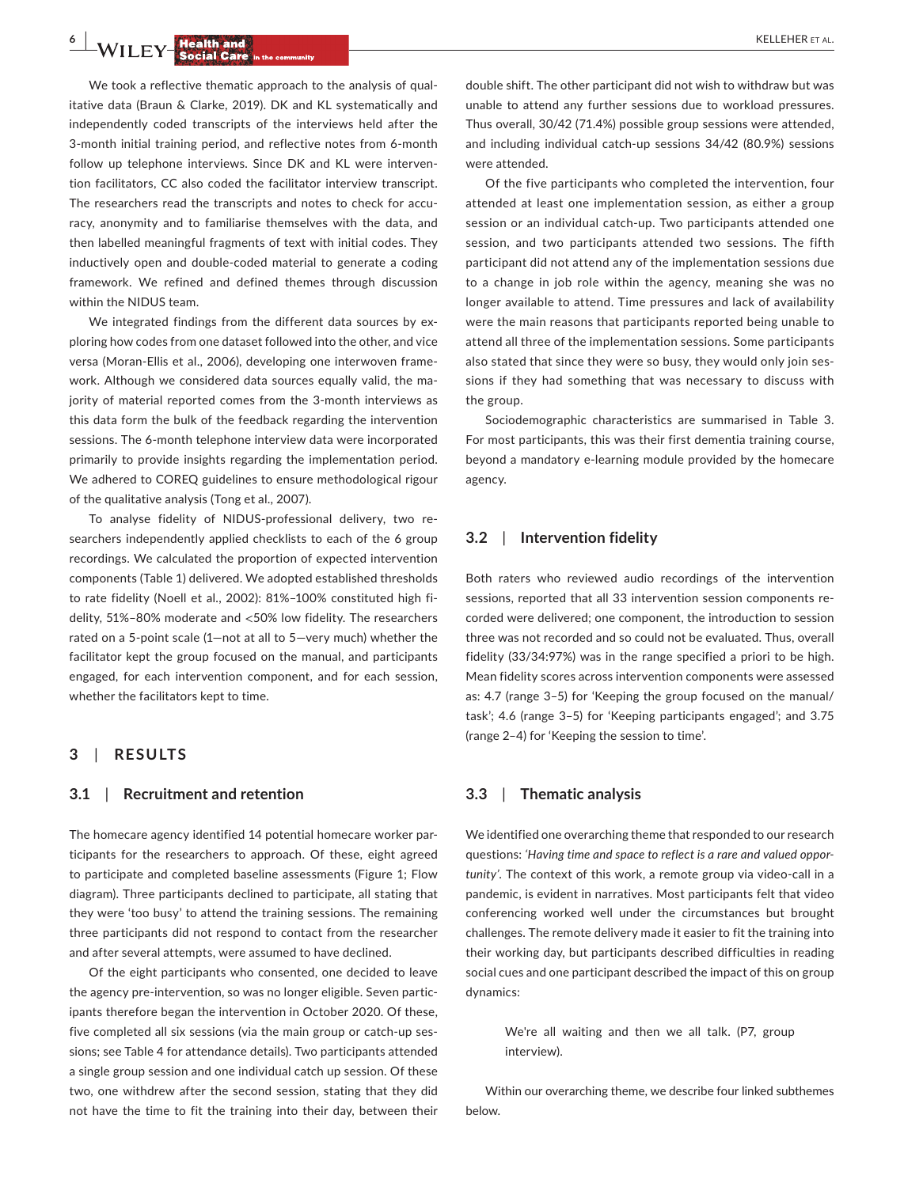We took a reflective thematic approach to the analysis of qualitative data (Braun & Clarke, 2019). DK and KL systematically and independently coded transcripts of the interviews held after the 3-month initial training period, and reflective notes from 6-month follow up telephone interviews. Since DK and KL were intervention facilitators, CC also coded the facilitator interview transcript. The researchers read the transcripts and notes to check for accuracy, anonymity and to familiarise themselves with the data, and then labelled meaningful fragments of text with initial codes. They inductively open and double-coded material to generate a coding framework. We refined and defined themes through discussion within the NIDUS team.

We integrated findings from the different data sources by exploring how codes from one dataset followed into the other, and vice versa (Moran-Ellis et al., 2006), developing one interwoven framework. Although we considered data sources equally valid, the majority of material reported comes from the 3-month interviews as this data form the bulk of the feedback regarding the intervention sessions. The 6-month telephone interview data were incorporated primarily to provide insights regarding the implementation period. We adhered to COREQ guidelines to ensure methodological rigour of the qualitative analysis (Tong et al., 2007).

To analyse fidelity of NIDUS-professional delivery, two researchers independently applied checklists to each of the 6 group recordings. We calculated the proportion of expected intervention components (Table 1) delivered. We adopted established thresholds to rate fidelity (Noell et al., 2002): 81%–100% constituted high fidelity, 51%–80% moderate and <50% low fidelity. The researchers rated on a 5-point scale (1—not at all to 5—very much) whether the facilitator kept the group focused on the manual, and participants engaged, for each intervention component, and for each session, whether the facilitators kept to time.

## 3 | RESULTS

### 3.1 | Recruitment and retention

The homecare agency identified 14 potential homecare worker participants for the researchers to approach. Of these, eight agreed to participate and completed baseline assessments (Figure 1; Flow diagram). Three participants declined to participate, all stating that they were 'too busy' to attend the training sessions. The remaining three participants did not respond to contact from the researcher and after several attempts, were assumed to have declined.

Of the eight participants who consented, one decided to leave the agency pre-intervention, so was no longer eligible. Seven participants therefore began the intervention in October 2020. Of these, five completed all six sessions (via the main group or catch-up sessions; see Table 4 for attendance details). Two participants attended a single group session and one individual catch up session. Of these two, one withdrew after the second session, stating that they did not have the time to fit the training into their day, between their double shift. The other participant did not wish to withdraw but was unable to attend any further sessions due to workload pressures. Thus overall, 30/42 (71.4%) possible group sessions were attended, and including individual catch-up sessions 34/42 (80.9%) sessions were attended.

Of the five participants who completed the intervention, four attended at least one implementation session, as either a group session or an individual catch-up. Two participants attended one session, and two participants attended two sessions. The fifth participant did not attend any of the implementation sessions due to a change in job role within the agency, meaning she was no longer available to attend. Time pressures and lack of availability were the main reasons that participants reported being unable to attend all three of the implementation sessions. Some participants also stated that since they were so busy, they would only join sessions if they had something that was necessary to discuss with the group.

Sociodemographic characteristics are summarised in Table 3. For most participants, this was their first dementia training course, beyond a mandatory e-learning module provided by the homecare agency.

### 3.2 | Intervention fidelity

Both raters who reviewed audio recordings of the intervention sessions, reported that all 33 intervention session components recorded were delivered; one component, the introduction to session three was not recorded and so could not be evaluated. Thus, overall fidelity (33/34:97%) was in the range specified a priori to be high. Mean fidelity scores across intervention components were assessed as: 4.7 (range 3–5) for 'Keeping the group focused on the manual/task'; 4.6 (range 3–5) for 'Keeping participants engaged'; and 3.75 (range 2–4) for 'Keeping the session to time'.

### 3.3 | Thematic analysis

We identified one overarching theme that responded to our research questions: *'Having time and space to reflect is a rare and valued opportunity'*. The context of this work, a remote group via video-call in a pandemic, is evident in narratives. Most participants felt that video conferencing worked well under the circumstances but brought challenges. The remote delivery made it easier to fit the training into their working day, but participants described difficulties in reading social cues and one participant described the impact of this on group dynamics:

> We're all waiting and then we all talk. (P7, group interview).

Within our overarching theme, we describe four linked subthemes below.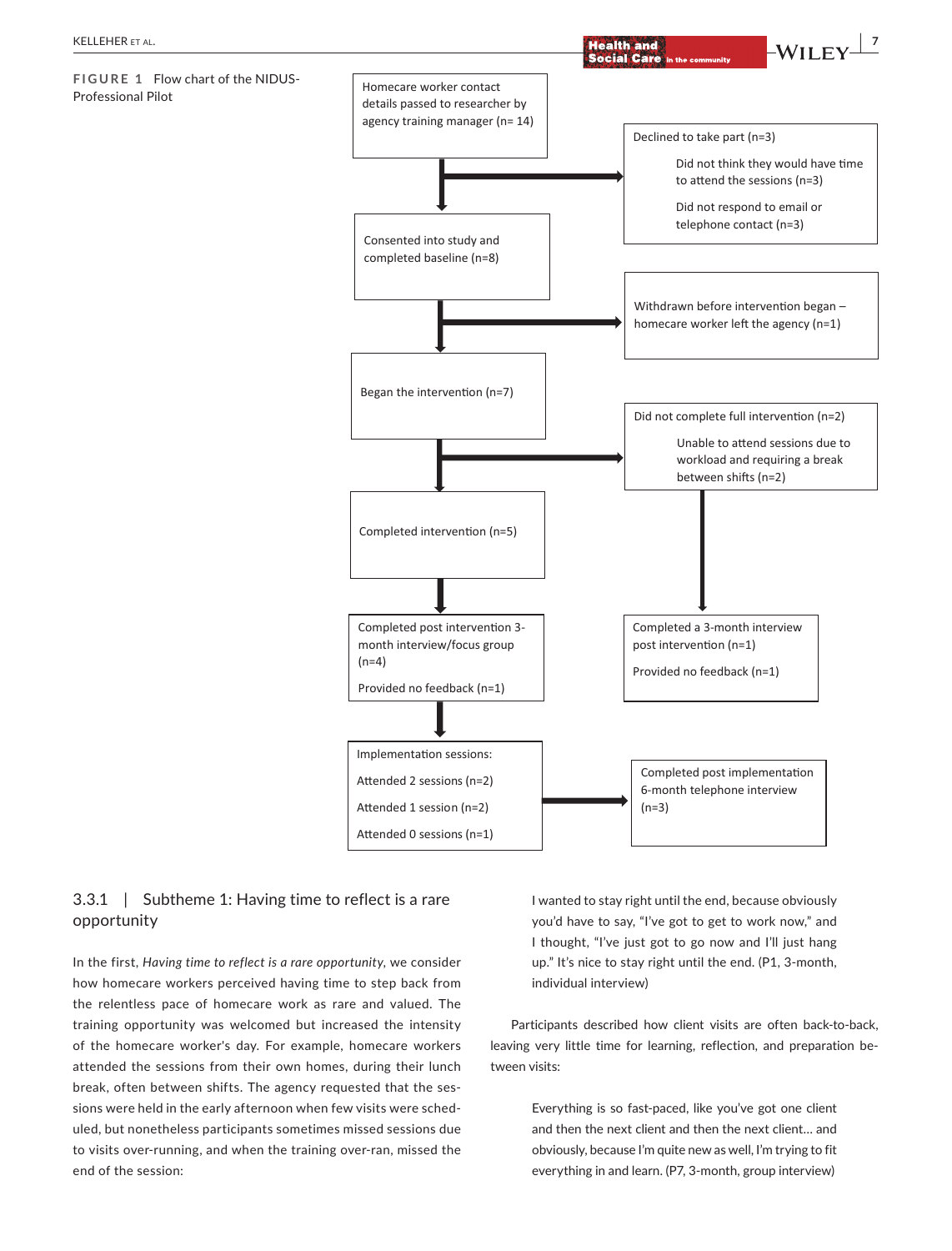**FIGURE 1** Flow chart of the NIDUS-Professional Pilot

Homecare worker contact details passed to researcher by agency training manager (n= 14)

→ Declined to take part (n=3)
- Did not think they would have time to attend the sessions (n=3)
- Did not respond to email or telephone contact (n=3)

Consented into study and completed baseline (n=8)

→ Withdrawn before intervention began – homecare worker left the agency (n=1)

Began the intervention (n=7)

→ Did not complete full intervention (n=2)
- Unable to attend sessions due to workload and requiring a break between shifts (n=2)

→ Completed a 3-month interview post intervention (n=1)

Provided no feedback (n=1)

Completed intervention (n=5)

Completed post intervention 3-month interview/focus group (n=4)

Provided no feedback (n=1)

Implementation sessions:

Attended 2 sessions (n=2)

Attended 1 session (n=2)

Attended 0 sessions (n=1)

→ Completed post implementation 6-month telephone interview (n=3)

### 3.3.1 | Subtheme 1: Having time to reflect is a rare opportunity

In the first, *Having time to reflect is a rare opportunity*, we consider how homecare workers perceived having time to step back from the relentless pace of homecare work as rare and valued. The training opportunity was welcomed but increased the intensity of the homecare worker's day. For example, homecare workers attended the sessions from their own homes, during their lunch break, often between shifts. The agency requested that the sessions were held in the early afternoon when few visits were scheduled, but nonetheless participants sometimes missed sessions due to visits over-running, and when the training over-ran, missed the end of the session:

> I wanted to stay right until the end, because obviously you'd have to say, "I've got to get to work now," and I thought, "I've just got to go now and I'll just hang up." It's nice to stay right until the end. (P1, 3-month, individual interview)

Participants described how client visits are often back-to-back, leaving very little time for learning, reflection, and preparation between visits:

> Everything is so fast-paced, like you've got one client and then the next client and then the next client… and obviously, because I'm quite new as well, I'm trying to fit everything in and learn. (P7, 3-month, group interview)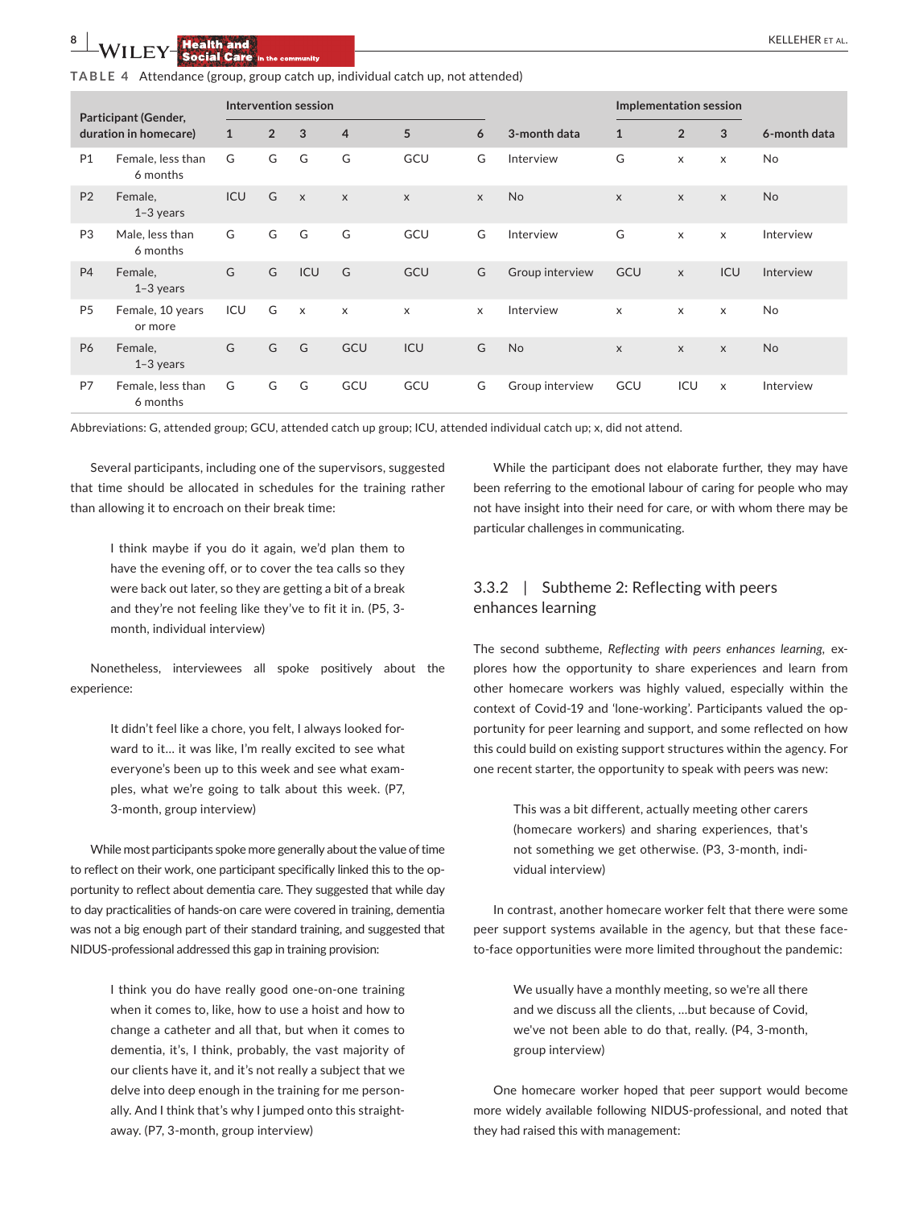**TABLE 4** Attendance (group, group catch up, individual catch up, not attended)

| Participant (Gender, duration in homecare) | | Intervention session | | | | | | | Implementation session | | | |
|---|---|---|---|---|---|---|---|---|---|---|---|---|
| | | 1 | 2 | 3 | 4 | 5 | 6 | 3-month data | 1 | 2 | 3 | 6-month data |
| P1 | Female, less than 6 months | G | G | G | G | GCU | G | Interview | G | x | x | No |
| P2 | Female, 1–3 years | ICU | G | x | x | x | x | No | x | x | x | No |
| P3 | Male, less than 6 months | G | G | G | G | GCU | G | Interview | G | x | x | Interview |
| P4 | Female, 1–3 years | G | G | ICU | G | GCU | G | Group interview | GCU | x | ICU | Interview |
| P5 | Female, 10 years or more | ICU | G | x | x | x | x | Interview | x | x | x | No |
| P6 | Female, 1–3 years | G | G | G | GCU | ICU | G | No | x | x | x | No |
| P7 | Female, less than 6 months | G | G | G | GCU | GCU | G | Group interview | GCU | ICU | x | Interview |

Abbreviations: G, attended group; GCU, attended catch up group; ICU, attended individual catch up; x, did not attend.

Several participants, including one of the supervisors, suggested that time should be allocated in schedules for the training rather than allowing it to encroach on their break time:

> I think maybe if you do it again, we'd plan them to have the evening off, or to cover the tea calls so they were back out later, so they are getting a bit of a break and they're not feeling like they've to fit it in. (P5, 3-month, individual interview)

Nonetheless, interviewees all spoke positively about the experience:

> It didn't feel like a chore, you felt, I always looked forward to it… it was like, I'm really excited to see what everyone's been up to this week and see what examples, what we're going to talk about this week. (P7, 3-month, group interview)

While most participants spoke more generally about the value of time to reflect on their work, one participant specifically linked this to the opportunity to reflect about dementia care. They suggested that while day to day practicalities of hands-on care were covered in training, dementia was not a big enough part of their standard training, and suggested that NIDUS-professional addressed this gap in training provision:

> I think you do have really good one-on-one training when it comes to, like, how to use a hoist and how to change a catheter and all that, but when it comes to dementia, it's, I think, probably, the vast majority of our clients have it, and it's not really a subject that we delve into deep enough in the training for me personally. And I think that's why I jumped onto this straightaway. (P7, 3-month, group interview)

While the participant does not elaborate further, they may have been referring to the emotional labour of caring for people who may not have insight into their need for care, or with whom there may be particular challenges in communicating.

### 3.3.2 | Subtheme 2: Reflecting with peers enhances learning

The second subtheme, *Reflecting with peers enhances learning*, explores how the opportunity to share experiences and learn from other homecare workers was highly valued, especially within the context of Covid-19 and 'lone-working'. Participants valued the opportunity for peer learning and support, and some reflected on how this could build on existing support structures within the agency. For one recent starter, the opportunity to speak with peers was new:

> This was a bit different, actually meeting other carers (homecare workers) and sharing experiences, that's not something we get otherwise. (P3, 3-month, individual interview)

In contrast, another homecare worker felt that there were some peer support systems available in the agency, but that these face-to-face opportunities were more limited throughout the pandemic:

> We usually have a monthly meeting, so we're all there and we discuss all the clients, …but because of Covid, we've not been able to do that, really. (P4, 3-month, group interview)

One homecare worker hoped that peer support would become more widely available following NIDUS-professional, and noted that they had raised this with management: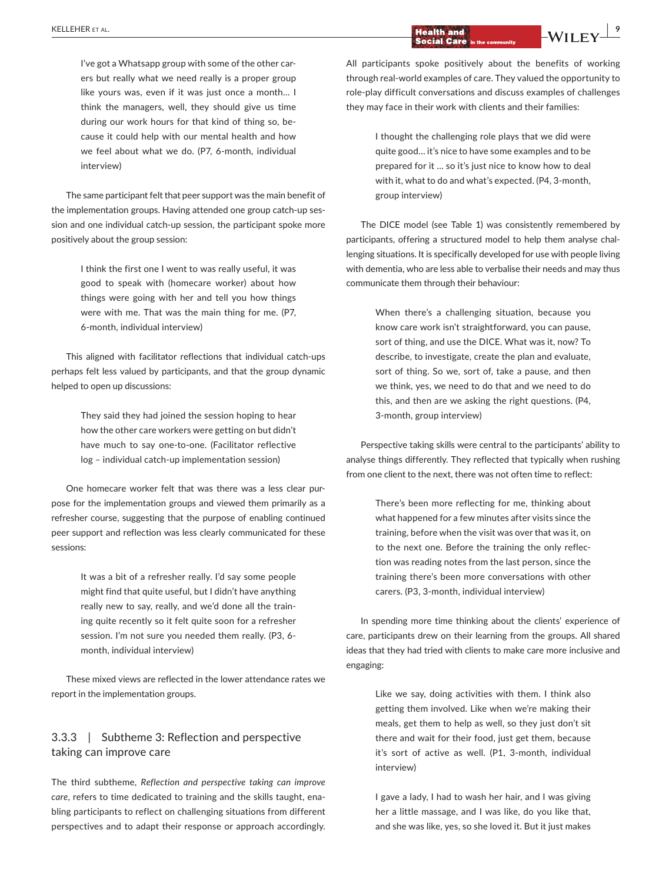> I've got a Whatsapp group with some of the other carers but really what we need really is a proper group like yours was, even if it was just once a month… I think the managers, well, they should give us time during our work hours for that kind of thing so, because it could help with our mental health and how we feel about what we do. (P7, 6-month, individual interview)

The same participant felt that peer support was the main benefit of the implementation groups. Having attended one group catch-up session and one individual catch-up session, the participant spoke more positively about the group session:

> I think the first one I went to was really useful, it was good to speak with (homecare worker) about how things were going with her and tell you how things were with me. That was the main thing for me. (P7, 6-month, individual interview)

This aligned with facilitator reflections that individual catch-ups perhaps felt less valued by participants, and that the group dynamic helped to open up discussions:

> They said they had joined the session hoping to hear how the other care workers were getting on but didn't have much to say one-to-one. (Facilitator reflective log – individual catch-up implementation session)

One homecare worker felt that was there was a less clear purpose for the implementation groups and viewed them primarily as a refresher course, suggesting that the purpose of enabling continued peer support and reflection was less clearly communicated for these sessions:

> It was a bit of a refresher really. I'd say some people might find that quite useful, but I didn't have anything really new to say, really, and we'd done all the training quite recently so it felt quite soon for a refresher session. I'm not sure you needed them really. (P3, 6-month, individual interview)

These mixed views are reflected in the lower attendance rates we report in the implementation groups.

### 3.3.3 | Subtheme 3: Reflection and perspective taking can improve care

The third subtheme, *Reflection and perspective taking can improve care*, refers to time dedicated to training and the skills taught, enabling participants to reflect on challenging situations from different perspectives and to adapt their response or approach accordingly. All participants spoke positively about the benefits of working through real-world examples of care. They valued the opportunity to role-play difficult conversations and discuss examples of challenges they may face in their work with clients and their families:

> I thought the challenging role plays that we did were quite good… it's nice to have some examples and to be prepared for it … so it's just nice to know how to deal with it, what to do and what's expected. (P4, 3-month, group interview)

The DICE model (see Table 1) was consistently remembered by participants, offering a structured model to help them analyse challenging situations. It is specifically developed for use with people living with dementia, who are less able to verbalise their needs and may thus communicate them through their behaviour:

> When there's a challenging situation, because you know care work isn't straightforward, you can pause, sort of thing, and use the DICE. What was it, now? To describe, to investigate, create the plan and evaluate, sort of thing. So we, sort of, take a pause, and then we think, yes, we need to do that and we need to do this, and then are we asking the right questions. (P4, 3-month, group interview)

Perspective taking skills were central to the participants' ability to analyse things differently. They reflected that typically when rushing from one client to the next, there was not often time to reflect:

> There's been more reflecting for me, thinking about what happened for a few minutes after visits since the training, before when the visit was over that was it, on to the next one. Before the training the only reflection was reading notes from the last person, since the training there's been more conversations with other carers. (P3, 3-month, individual interview)

In spending more time thinking about the clients' experience of care, participants drew on their learning from the groups. All shared ideas that they had tried with clients to make care more inclusive and engaging:

> Like we say, doing activities with them. I think also getting them involved. Like when we're making their meals, get them to help as well, so they just don't sit there and wait for their food, just get them, because it's sort of active as well. (P1, 3-month, individual interview)

> I gave a lady, I had to wash her hair, and I was giving her a little massage, and I was like, do you like that, and she was like, yes, so she loved it. But it just makes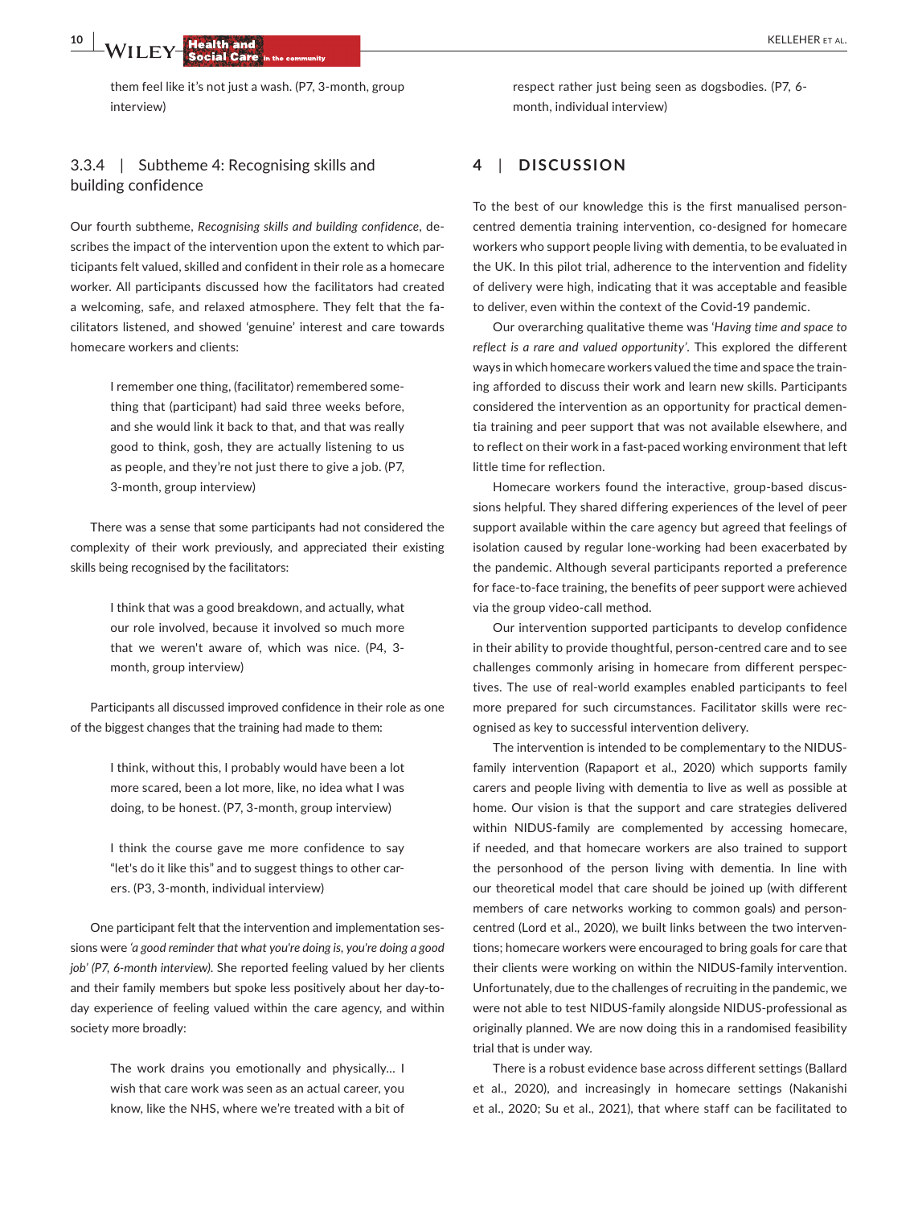them feel like it's not just a wash. (P7, 3-month, group interview)

### 3.3.4 | Subtheme 4: Recognising skills and building confidence

Our fourth subtheme, *Recognising skills and building confidence*, describes the impact of the intervention upon the extent to which participants felt valued, skilled and confident in their role as a homecare worker. All participants discussed how the facilitators had created a welcoming, safe, and relaxed atmosphere. They felt that the facilitators listened, and showed 'genuine' interest and care towards homecare workers and clients:

> I remember one thing, (facilitator) remembered something that (participant) had said three weeks before, and she would link it back to that, and that was really good to think, gosh, they are actually listening to us as people, and they're not just there to give a job. (P7, 3-month, group interview)

There was a sense that some participants had not considered the complexity of their work previously, and appreciated their existing skills being recognised by the facilitators:

> I think that was a good breakdown, and actually, what our role involved, because it involved so much more that we weren't aware of, which was nice. (P4, 3-month, group interview)

Participants all discussed improved confidence in their role as one of the biggest changes that the training had made to them:

> I think, without this, I probably would have been a lot more scared, been a lot more, like, no idea what I was doing, to be honest. (P7, 3-month, group interview)

> I think the course gave me more confidence to say "let's do it like this" and to suggest things to other carers. (P3, 3-month, individual interview)

One participant felt that the intervention and implementation sessions were *'a good reminder that what you're doing is, you're doing a good job' (P7, 6-month interview)*. She reported feeling valued by her clients and their family members but spoke less positively about her day-to-day experience of feeling valued within the care agency, and within society more broadly:

> The work drains you emotionally and physically… I wish that care work was seen as an actual career, you know, like the NHS, where we're treated with a bit of respect rather just being seen as dogsbodies. (P7, 6-month, individual interview)

## 4 | DISCUSSION

To the best of our knowledge this is the first manualised person-centred dementia training intervention, co-designed for homecare workers who support people living with dementia, to be evaluated in the UK. In this pilot trial, adherence to the intervention and fidelity of delivery were high, indicating that it was acceptable and feasible to deliver, even within the context of the Covid-19 pandemic.

Our overarching qualitative theme was '*Having time and space to reflect is a rare and valued opportunity'*. This explored the different ways in which homecare workers valued the time and space the training afforded to discuss their work and learn new skills. Participants considered the intervention as an opportunity for practical dementia training and peer support that was not available elsewhere, and to reflect on their work in a fast-paced working environment that left little time for reflection.

Homecare workers found the interactive, group-based discussions helpful. They shared differing experiences of the level of peer support available within the care agency but agreed that feelings of isolation caused by regular lone-working had been exacerbated by the pandemic. Although several participants reported a preference for face-to-face training, the benefits of peer support were achieved via the group video-call method.

Our intervention supported participants to develop confidence in their ability to provide thoughtful, person-centred care and to see challenges commonly arising in homecare from different perspectives. The use of real-world examples enabled participants to feel more prepared for such circumstances. Facilitator skills were recognised as key to successful intervention delivery.

The intervention is intended to be complementary to the NIDUS-family intervention (Rapaport et al., 2020) which supports family carers and people living with dementia to live as well as possible at home. Our vision is that the support and care strategies delivered within NIDUS-family are complemented by accessing homecare, if needed, and that homecare workers are also trained to support the personhood of the person living with dementia. In line with our theoretical model that care should be joined up (with different members of care networks working to common goals) and person-centred (Lord et al., 2020), we built links between the two interventions; homecare workers were encouraged to bring goals for care that their clients were working on within the NIDUS-family intervention. Unfortunately, due to the challenges of recruiting in the pandemic, we were not able to test NIDUS-family alongside NIDUS-professional as originally planned. We are now doing this in a randomised feasibility trial that is under way.

There is a robust evidence base across different settings (Ballard et al., 2020), and increasingly in homecare settings (Nakanishi et al., 2020; Su et al., 2021), that where staff can be facilitated to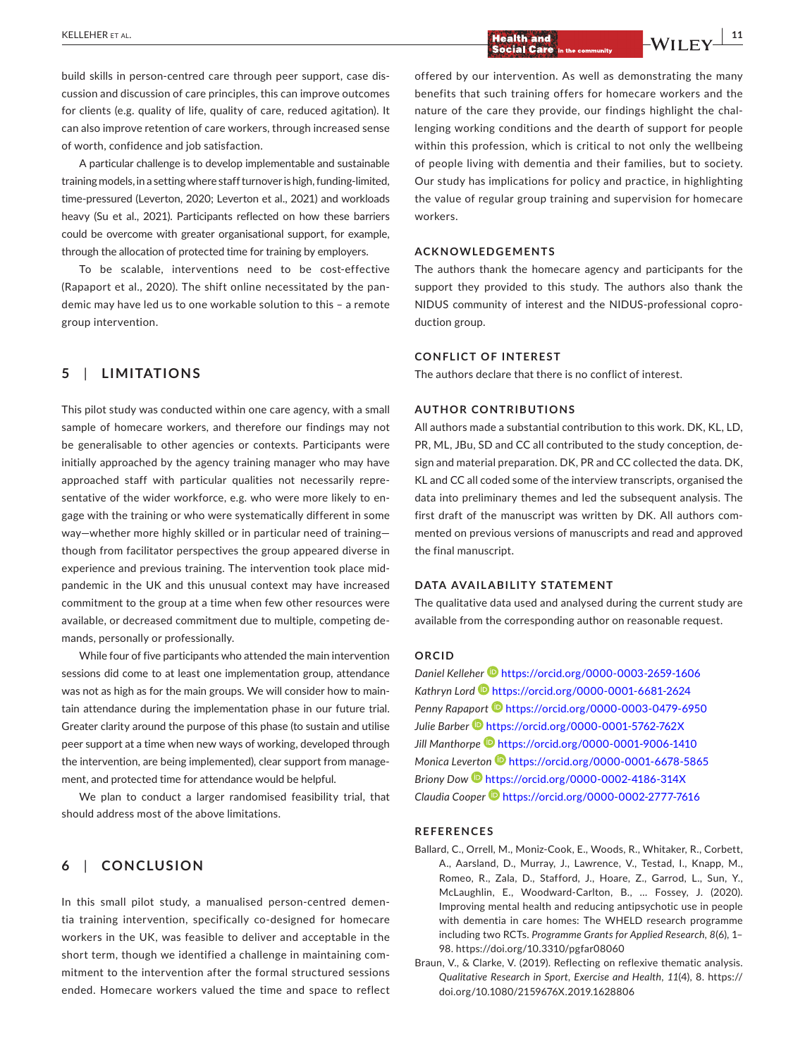build skills in person-centred care through peer support, case discussion and discussion of care principles, this can improve outcomes for clients (e.g. quality of life, quality of care, reduced agitation). It can also improve retention of care workers, through increased sense of worth, confidence and job satisfaction.

A particular challenge is to develop implementable and sustainable training models, in a setting where staff turnover is high, funding-limited, time-pressured (Leverton, 2020; Leverton et al., 2021) and workloads heavy (Su et al., 2021). Participants reflected on how these barriers could be overcome with greater organisational support, for example, through the allocation of protected time for training by employers.

To be scalable, interventions need to be cost-effective (Rapaport et al., 2020). The shift online necessitated by the pandemic may have led us to one workable solution to this – a remote group intervention.

## 5 | LIMITATIONS

This pilot study was conducted within one care agency, with a small sample of homecare workers, and therefore our findings may not be generalisable to other agencies or contexts. Participants were initially approached by the agency training manager who may have approached staff with particular qualities not necessarily representative of the wider workforce, e.g. who were more likely to engage with the training or who were systematically different in some way—whether more highly skilled or in particular need of training—though from facilitator perspectives the group appeared diverse in experience and previous training. The intervention took place mid-pandemic in the UK and this unusual context may have increased commitment to the group at a time when few other resources were available, or decreased commitment due to multiple, competing demands, personally or professionally.

While four of five participants who attended the main intervention sessions did come to at least one implementation group, attendance was not as high as for the main groups. We will consider how to maintain attendance during the implementation phase in our future trial. Greater clarity around the purpose of this phase (to sustain and utilise peer support at a time when new ways of working, developed through the intervention, are being implemented), clear support from management, and protected time for attendance would be helpful.

We plan to conduct a larger randomised feasibility trial, that should address most of the above limitations.

## 6 | CONCLUSION

In this small pilot study, a manualised person-centred dementia training intervention, specifically co-designed for homecare workers in the UK, was feasible to deliver and acceptable in the short term, though we identified a challenge in maintaining commitment to the intervention after the formal structured sessions ended. Homecare workers valued the time and space to reflect offered by our intervention. As well as demonstrating the many benefits that such training offers for homecare workers and the nature of the care they provide, our findings highlight the challenging working conditions and the dearth of support for people within this profession, which is critical to not only the wellbeing of people living with dementia and their families, but to society. Our study has implications for policy and practice, in highlighting the value of regular group training and supervision for homecare workers.

### ACKNOWLEDGEMENTS

The authors thank the homecare agency and participants for the support they provided to this study. The authors also thank the NIDUS community of interest and the NIDUS-professional coproduction group.

### CONFLICT OF INTEREST

The authors declare that there is no conflict of interest.

### AUTHOR CONTRIBUTIONS

All authors made a substantial contribution to this work. DK, KL, LD, PR, ML, JBu, SD and CC all contributed to the study conception, design and material preparation. DK, PR and CC collected the data. DK, KL and CC all coded some of the interview transcripts, organised the data into preliminary themes and led the subsequent analysis. The first draft of the manuscript was written by DK. All authors commented on previous versions of manuscripts and read and approved the final manuscript.

### DATA AVAILABILITY STATEMENT

The qualitative data used and analysed during the current study are available from the corresponding author on reasonable request.

### ORCID

*Daniel Kelleher* https://orcid.org/0000-0003-2659-1606
*Kathryn Lord* https://orcid.org/0000-0001-6681-2624
*Penny Rapaport* https://orcid.org/0000-0003-0479-6950
*Julie Barber* https://orcid.org/0000-0001-5762-762X
*Jill Manthorpe* https://orcid.org/0000-0001-9006-1410
*Monica Leverton* https://orcid.org/0000-0001-6678-5865
*Briony Dow* https://orcid.org/0000-0002-4186-314X
*Claudia Cooper* https://orcid.org/0000-0002-2777-7616

### REFERENCES

Ballard, C., Orrell, M., Moniz-Cook, E., Woods, R., Whitaker, R., Corbett, A., Aarsland, D., Murray, J., Lawrence, V., Testad, I., Knapp, M., Romeo, R., Zala, D., Stafford, J., Hoare, Z., Garrod, L., Sun, Y., McLaughlin, E., Woodward-Carlton, B., … Fossey, J. (2020). Improving mental health and reducing antipsychotic use in people with dementia in care homes: The WHELD research programme including two RCTs. *Programme Grants for Applied Research*, *8*(6), 1–98. https://doi.org/10.3310/pgfar08060

Braun, V., & Clarke, V. (2019). Reflecting on reflexive thematic analysis. *Qualitative Research in Sport, Exercise and Health*, *11*(4), 8. https://doi.org/10.1080/2159676X.2019.1628806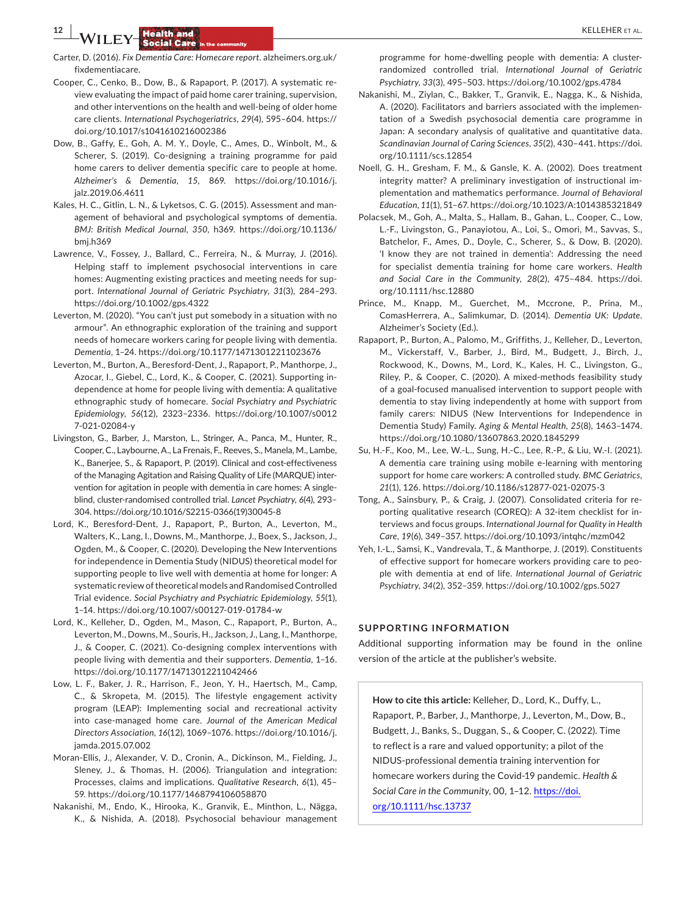Carter, D. (2016). *Fix Dementia Care: Homecare report*. alzheimers.org.uk/fixdementiacare.

Cooper, C., Cenko, B., Dow, B., & Rapaport, P. (2017). A systematic review evaluating the impact of paid home carer training, supervision, and other interventions on the health and well-being of older home care clients. *International Psychogeriatrics*, *29*(4), 595–604. https://doi.org/10.1017/s1041610216002386

Dow, B., Gaffy, E., Goh, A. M. Y., Doyle, C., Ames, D., Winbolt, M., & Scherer, S. (2019). Co-designing a training programme for paid home carers to deliver dementia specific care to people at home. *Alzheimer's & Dementia*, *15*, 869. https://doi.org/10.1016/j.jalz.2019.06.4611

Kales, H. C., Gitlin, L. N., & Lyketsos, C. G. (2015). Assessment and management of behavioral and psychological symptoms of dementia. *BMJ: British Medical Journal*, *350*, h369. https://doi.org/10.1136/bmj.h369

Lawrence, V., Fossey, J., Ballard, C., Ferreira, N., & Murray, J. (2016). Helping staff to implement psychosocial interventions in care homes: Augmenting existing practices and meeting needs for support. *International Journal of Geriatric Psychiatry*, *31*(3), 284–293. https://doi.org/10.1002/gps.4322

Leverton, M. (2020). "You can't just put somebody in a situation with no armour". An ethnographic exploration of the training and support needs of homecare workers caring for people living with dementia. *Dementia*, 1–24. https://doi.org/10.1177/14713012211023676

Leverton, M., Burton, A., Beresford-Dent, J., Rapaport, P., Manthorpe, J., Azocar, I., Giebel, C., Lord, K., & Cooper, C. (2021). Supporting independence at home for people living with dementia: A qualitative ethnographic study of homecare. *Social Psychiatry and Psychiatric Epidemiology*, *56*(12), 2323–2336. https://doi.org/10.1007/s00127-021-02084-y

Livingston, G., Barber, J., Marston, L., Stringer, A., Panca, M., Hunter, R., Cooper, C., Laybourne, A., La Frenais, F., Reeves, S., Manela, M., Lambe, K., Banerjee, S., & Rapaport, P. (2019). Clinical and cost-effectiveness of the Managing Agitation and Raising Quality of Life (MARQUE) intervention for agitation in people with dementia in care homes: A single-blind, cluster-randomised controlled trial. *Lancet Psychiatry*, *6*(4), 293–304. https://doi.org/10.1016/S2215-0366(19)30045-8

Lord, K., Beresford-Dent, J., Rapaport, P., Burton, A., Leverton, M., Walters, K., Lang, I., Downs, M., Manthorpe, J., Boex, S., Jackson, J., Ogden, M., & Cooper, C. (2020). Developing the New Interventions for independence in Dementia Study (NIDUS) theoretical model for supporting people to live well with dementia at home for longer: A systematic review of theoretical models and Randomised Controlled Trial evidence. *Social Psychiatry and Psychiatric Epidemiology*, *55*(1), 1–14. https://doi.org/10.1007/s00127-019-01784-w

Lord, K., Kelleher, D., Ogden, M., Mason, C., Rapaport, P., Burton, A., Leverton, M., Downs, M., Souris, H., Jackson, J., Lang, I., Manthorpe, J., & Cooper, C. (2021). Co-designing complex interventions with people living with dementia and their supporters. *Dementia*, 1–16. https://doi.org/10.1177/14713012211042466

Low, L. F., Baker, J. R., Harrison, F., Jeon, Y. H., Haertsch, M., Camp, C., & Skropeta, M. (2015). The lifestyle engagement activity program (LEAP): Implementing social and recreational activity into case-managed home care. *Journal of the American Medical Directors Association*, *16*(12), 1069–1076. https://doi.org/10.1016/j.jamda.2015.07.002

Moran-Ellis, J., Alexander, V. D., Cronin, A., Dickinson, M., Fielding, J., Sleney, J., & Thomas, H. (2006). Triangulation and integration: Processes, claims and implications. *Qualitative Research*, *6*(1), 45–59. https://doi.org/10.1177/1468794106058870

Nakanishi, M., Endo, K., Hirooka, K., Granvik, E., Minthon, L., Nägga, K., & Nishida, A. (2018). Psychosocial behaviour management programme for home-dwelling people with dementia: A cluster-randomized controlled trial. *International Journal of Geriatric Psychiatry*, *33*(3), 495–503. https://doi.org/10.1002/gps.4784

Nakanishi, M., Ziylan, C., Bakker, T., Granvik, E., Nagga, K., & Nishida, A. (2020). Facilitators and barriers associated with the implementation of a Swedish psychosocial dementia care programme in Japan: A secondary analysis of qualitative and quantitative data. *Scandinavian Journal of Caring Sciences*, *35*(2), 430–441. https://doi.org/10.1111/scs.12854

Noell, G. H., Gresham, F. M., & Gansle, K. A. (2002). Does treatment integrity matter? A preliminary investigation of instructional implementation and mathematics performance. *Journal of Behavioral Education*, *11*(1), 51–67. https://doi.org/10.1023/A:1014385321849

Polacsek, M., Goh, A., Malta, S., Hallam, B., Gahan, L., Cooper, C., Low, L.-F., Livingston, G., Panayiotou, A., Loi, S., Omori, M., Savvas, S., Batchelor, F., Ames, D., Doyle, C., Scherer, S., & Dow, B. (2020). 'I know they are not trained in dementia': Addressing the need for specialist dementia training for home care workers. *Health and Social Care in the Community*, *28*(2), 475–484. https://doi.org/10.1111/hsc.12880

Prince, M., Knapp, M., Guerchet, M., Mccrone, P., Prina, M., ComasHerrera, A., Salimkumar, D. (2014). *Dementia UK: Update*. Alzheimer's Society (Ed.).

Rapaport, P., Burton, A., Palomo, M., Griffiths, J., Kelleher, D., Leverton, M., Vickerstaff, V., Barber, J., Bird, M., Budgett, J., Birch, J., Rockwood, K., Downs, M., Lord, K., Kales, H. C., Livingston, G., Riley, P., & Cooper, C. (2020). A mixed-methods feasibility study of a goal-focused manualised intervention to support people with dementia to stay living independently at home with support from family carers: NIDUS (New Interventions for Independence in Dementia Study) Family. *Aging & Mental Health*, *25*(8), 1463–1474. https://doi.org/10.1080/13607863.2020.1845299

Su, H.-F., Koo, M., Lee, W.-L., Sung, H.-C., Lee, R.-P., & Liu, W.-I. (2021). A dementia care training using mobile e-learning with mentoring support for home care workers: A controlled study. *BMC Geriatrics*, *21*(1), 126. https://doi.org/10.1186/s12877-021-02075-3

Tong, A., Sainsbury, P., & Craig, J. (2007). Consolidated criteria for reporting qualitative research (COREQ): A 32-item checklist for interviews and focus groups. *International Journal for Quality in Health Care*, *19*(6), 349–357. https://doi.org/10.1093/intqhc/mzm042

Yeh, I.-L., Samsi, K., Vandrevala, T., & Manthorpe, J. (2019). Constituents of effective support for homecare workers providing care to people with dementia at end of life. *International Journal of Geriatric Psychiatry*, *34*(2), 352–359. https://doi.org/10.1002/gps.5027

## SUPPORTING INFORMATION

Additional supporting information may be found in the online version of the article at the publisher's website.

**How to cite this article:** Kelleher, D., Lord, K., Duffy, L., Rapaport, P., Barber, J., Manthorpe, J., Leverton, M., Dow, B., Budgett, J., Banks, S., Duggan, S., & Cooper, C. (2022). Time to reflect is a rare and valued opportunity; a pilot of the NIDUS-professional dementia training intervention for homecare workers during the Covid-19 pandemic. *Health & Social Care in the Community*, 00, 1–12. https://doi.org/10.1111/hsc.13737